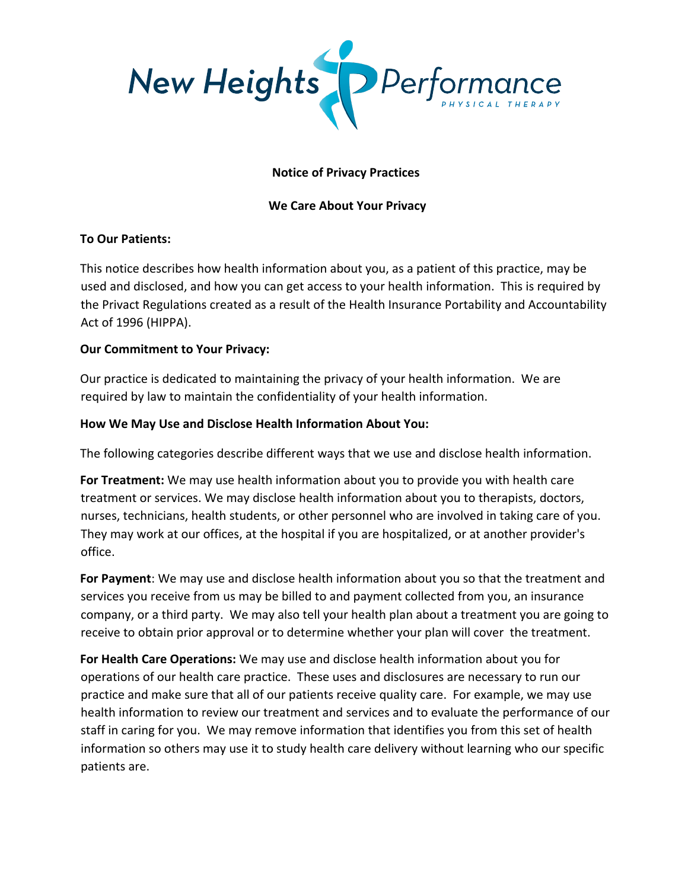New Heights Performance
PHYSICAL THERAPY

# Notice of Privacy Practices

## We Care About Your Privacy

**To Our Patients:**

This notice describes how health information about you, as a patient of this practice, may be used and disclosed, and how you can get access to your health information. This is required by the Privact Regulations created as a result of the Health Insurance Portability and Accountability Act of 1996 (HIPPA).

**Our Commitment to Your Privacy:**

Our practice is dedicated to maintaining the privacy of your health information. We are required by law to maintain the confidentiality of your health information.

**How We May Use and Disclose Health Information About You:**

The following categories describe different ways that we use and disclose health information.

**For Treatment:** We may use health information about you to provide you with health care treatment or services. We may disclose health information about you to therapists, doctors, nurses, technicians, health students, or other personnel who are involved in taking care of you. They may work at our offices, at the hospital if you are hospitalized, or at another provider's office.

**For Payment**: We may use and disclose health information about you so that the treatment and services you receive from us may be billed to and payment collected from you, an insurance company, or a third party. We may also tell your health plan about a treatment you are going to receive to obtain prior approval or to determine whether your plan will cover the treatment.

**For Health Care Operations:** We may use and disclose health information about you for operations of our health care practice. These uses and disclosures are necessary to run our practice and make sure that all of our patients receive quality care. For example, we may use health information to review our treatment and services and to evaluate the performance of our staff in caring for you. We may remove information that identifies you from this set of health information so others may use it to study health care delivery without learning who our specific patients are.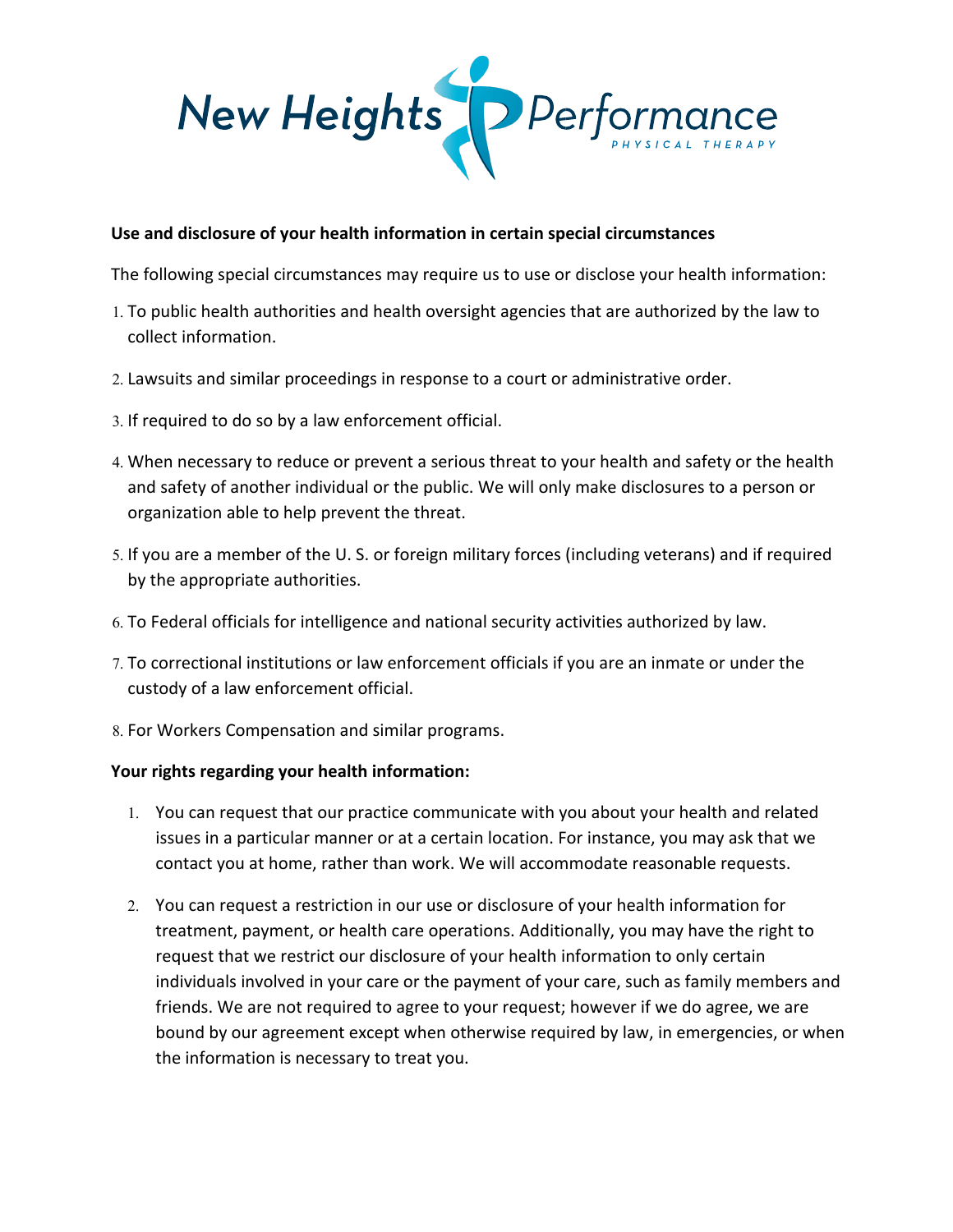New Heights Performance PHYSICAL THERAPY

**Use and disclosure of your health information in certain special circumstances**

The following special circumstances may require us to use or disclose your health information:

1. To public health authorities and health oversight agencies that are authorized by the law to collect information.
2. Lawsuits and similar proceedings in response to a court or administrative order.
3. If required to do so by a law enforcement official.
4. When necessary to reduce or prevent a serious threat to your health and safety or the health and safety of another individual or the public. We will only make disclosures to a person or organization able to help prevent the threat.
5. If you are a member of the U. S. or foreign military forces (including veterans) and if required by the appropriate authorities.
6. To Federal officials for intelligence and national security activities authorized by law.
7. To correctional institutions or law enforcement officials if you are an inmate or under the custody of a law enforcement official.
8. For Workers Compensation and similar programs.

**Your rights regarding your health information:**

1. You can request that our practice communicate with you about your health and related issues in a particular manner or at a certain location. For instance, you may ask that we contact you at home, rather than work. We will accommodate reasonable requests.
2. You can request a restriction in our use or disclosure of your health information for treatment, payment, or health care operations. Additionally, you may have the right to request that we restrict our disclosure of your health information to only certain individuals involved in your care or the payment of your care, such as family members and friends. We are not required to agree to your request; however if we do agree, we are bound by our agreement except when otherwise required by law, in emergencies, or when the information is necessary to treat you.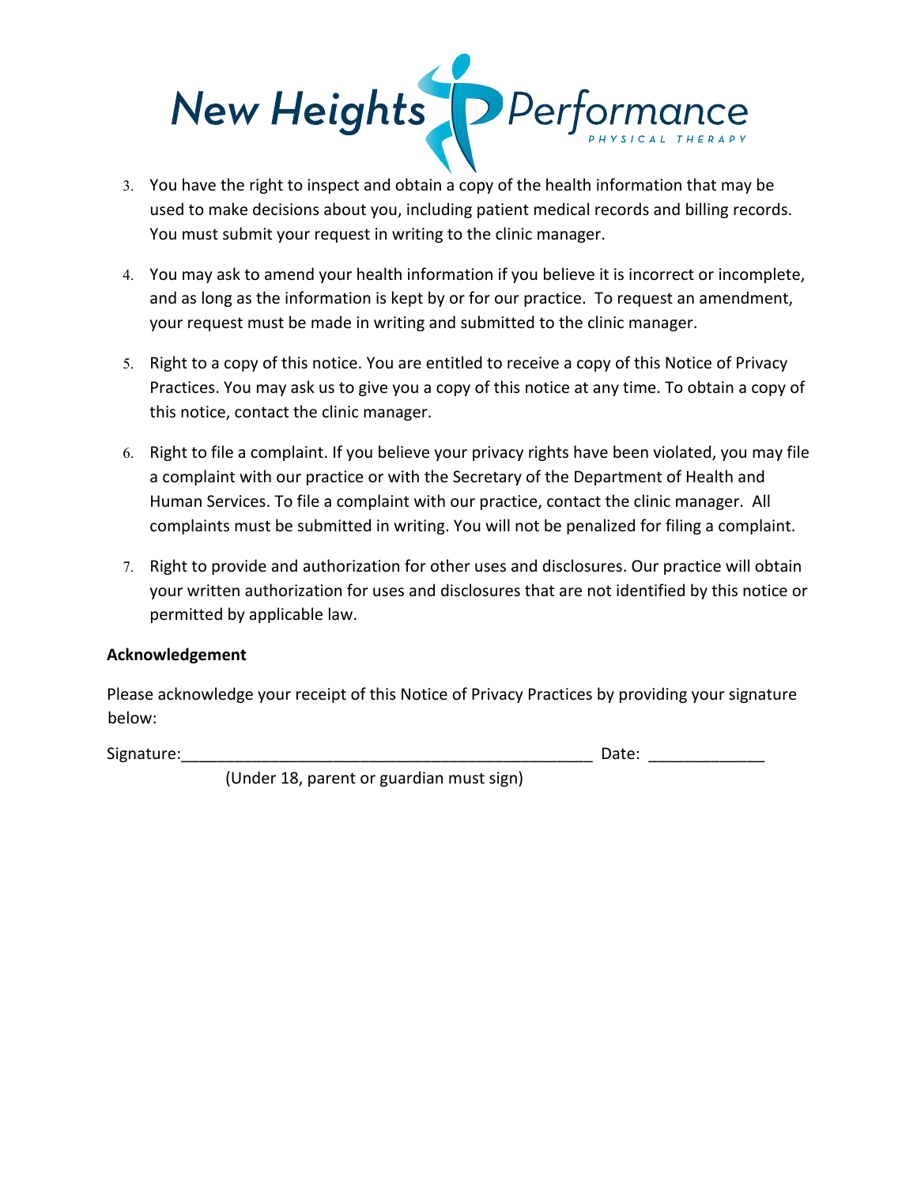3. You have the right to inspect and obtain a copy of the health information that may be used to make decisions about you, including patient medical records and billing records. You must submit your request in writing to the clinic manager.

4. You may ask to amend your health information if you believe it is incorrect or incomplete, and as long as the information is kept by or for our practice. To request an amendment, your request must be made in writing and submitted to the clinic manager.

5. Right to a copy of this notice. You are entitled to receive a copy of this Notice of Privacy Practices. You may ask us to give you a copy of this notice at any time. To obtain a copy of this notice, contact the clinic manager.

6. Right to file a complaint. If you believe your privacy rights have been violated, you may file a complaint with our practice or with the Secretary of the Department of Health and Human Services. To file a complaint with our practice, contact the clinic manager. All complaints must be submitted in writing. You will not be penalized for filing a complaint.

7. Right to provide and authorization for other uses and disclosures. Our practice will obtain your written authorization for uses and disclosures that are not identified by this notice or permitted by applicable law.

**Acknowledgement**

Please acknowledge your receipt of this Notice of Privacy Practices by providing your signature below:

Signature:_______________________________________________ Date: _____________

(Under 18, parent or guardian must sign)